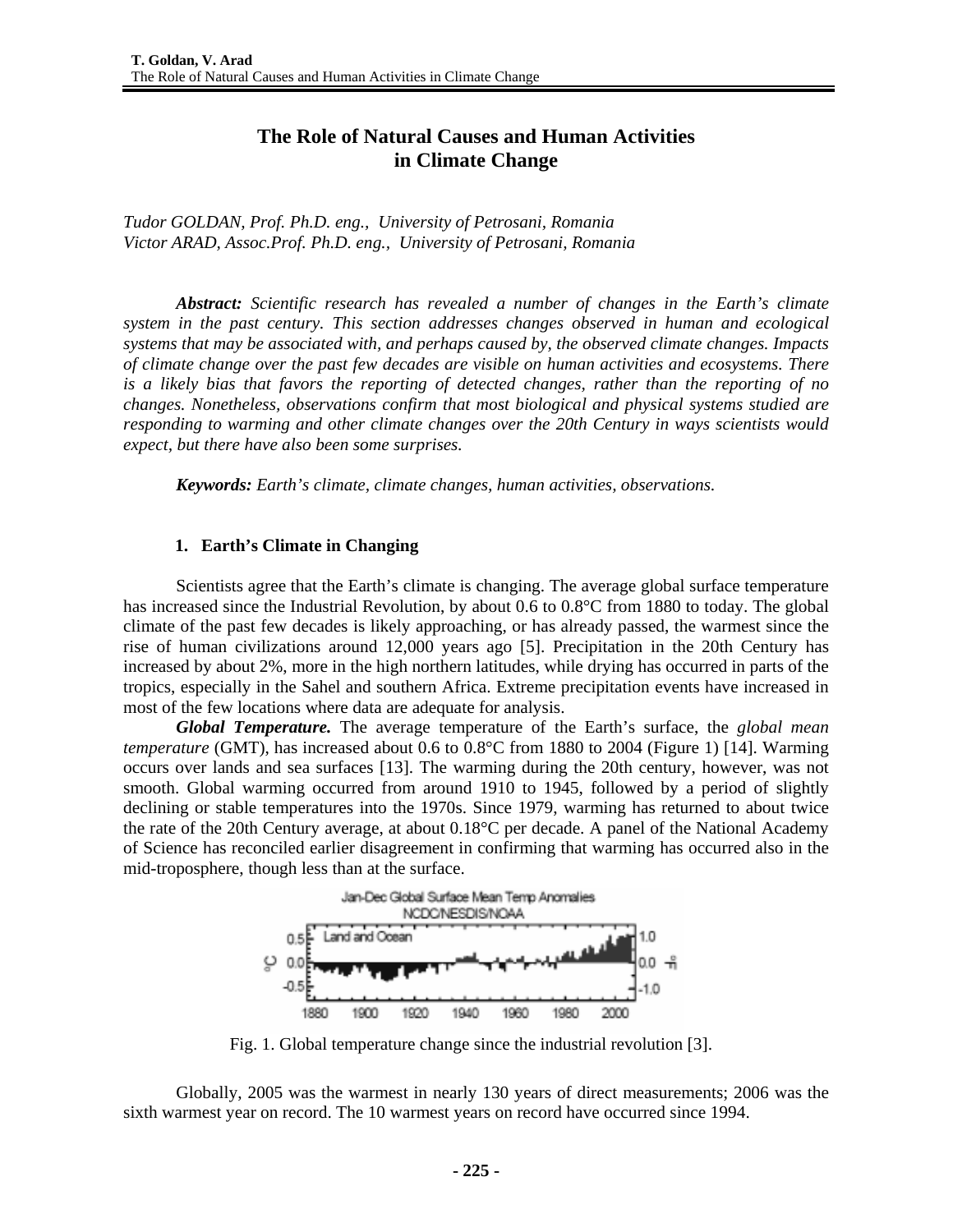# The Role of Natural Causes and Human Activities in Climate Change

*Tudor GOLDAN, Prof. Ph.D. eng., University of Petrosani, Romania*
*Victor ARAD, Assoc.Prof. Ph.D. eng., University of Petrosani, Romania*

***Abstract:*** *Scientific research has revealed a number of changes in the Earth's climate system in the past century. This section addresses changes observed in human and ecological systems that may be associated with, and perhaps caused by, the observed climate changes. Impacts of climate change over the past few decades are visible on human activities and ecosystems. There is a likely bias that favors the reporting of detected changes, rather than the reporting of no changes. Nonetheless, observations confirm that most biological and physical systems studied are responding to warming and other climate changes over the 20th Century in ways scientists would expect, but there have also been some surprises.*

***Keywords:*** *Earth's climate, climate changes, human activities, observations.*

## 1. Earth's Climate in Changing

Scientists agree that the Earth's climate is changing. The average global surface temperature has increased since the Industrial Revolution, by about 0.6 to 0.8°C from 1880 to today. The global climate of the past few decades is likely approaching, or has already passed, the warmest since the rise of human civilizations around 12,000 years ago [5]. Precipitation in the 20th Century has increased by about 2%, more in the high northern latitudes, while drying has occurred in parts of the tropics, especially in the Sahel and southern Africa. Extreme precipitation events have increased in most of the few locations where data are adequate for analysis.

***Global Temperature.*** The average temperature of the Earth's surface, the *global mean temperature* (GMT), has increased about 0.6 to 0.8°C from 1880 to 2004 (Figure 1) [14]. Warming occurs over lands and sea surfaces [13]. The warming during the 20th century, however, was not smooth. Global warming occurred from around 1910 to 1945, followed by a period of slightly declining or stable temperatures into the 1970s. Since 1979, warming has returned to about twice the rate of the 20th Century average, at about 0.18°C per decade. A panel of the National Academy of Science has reconciled earlier disagreement in confirming that warming has occurred also in the mid-troposphere, though less than at the surface.

Fig. 1. Global temperature change since the industrial revolution [3].

Globally, 2005 was the warmest in nearly 130 years of direct measurements; 2006 was the sixth warmest year on record. The 10 warmest years on record have occurred since 1994.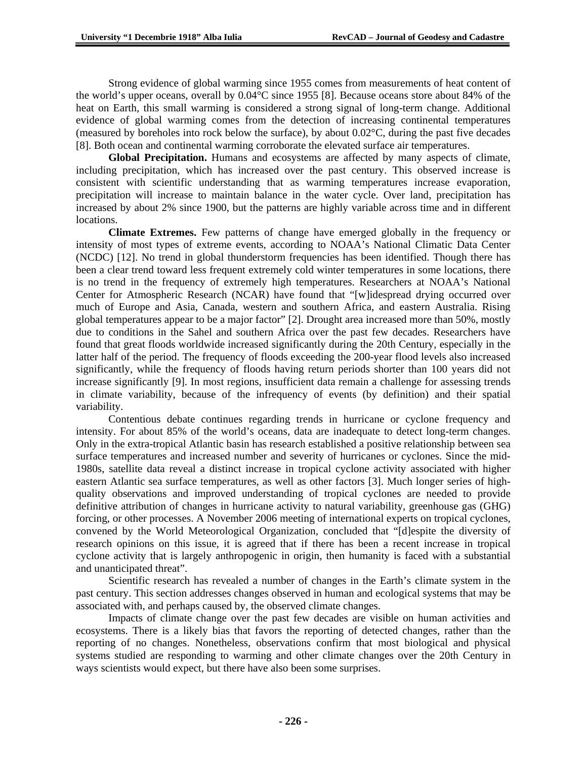Strong evidence of global warming since 1955 comes from measurements of heat content of the world's upper oceans, overall by 0.04°C since 1955 [8]. Because oceans store about 84% of the heat on Earth, this small warming is considered a strong signal of long-term change. Additional evidence of global warming comes from the detection of increasing continental temperatures (measured by boreholes into rock below the surface), by about 0.02°C, during the past five decades [8]. Both ocean and continental warming corroborate the elevated surface air temperatures.

**Global Precipitation.** Humans and ecosystems are affected by many aspects of climate, including precipitation, which has increased over the past century. This observed increase is consistent with scientific understanding that as warming temperatures increase evaporation, precipitation will increase to maintain balance in the water cycle. Over land, precipitation has increased by about 2% since 1900, but the patterns are highly variable across time and in different locations.

**Climate Extremes.** Few patterns of change have emerged globally in the frequency or intensity of most types of extreme events, according to NOAA's National Climatic Data Center (NCDC) [12]. No trend in global thunderstorm frequencies has been identified. Though there has been a clear trend toward less frequent extremely cold winter temperatures in some locations, there is no trend in the frequency of extremely high temperatures. Researchers at NOAA's National Center for Atmospheric Research (NCAR) have found that "[w]idespread drying occurred over much of Europe and Asia, Canada, western and southern Africa, and eastern Australia. Rising global temperatures appear to be a major factor" [2]. Drought area increased more than 50%, mostly due to conditions in the Sahel and southern Africa over the past few decades. Researchers have found that great floods worldwide increased significantly during the 20th Century, especially in the latter half of the period. The frequency of floods exceeding the 200-year flood levels also increased significantly, while the frequency of floods having return periods shorter than 100 years did not increase significantly [9]. In most regions, insufficient data remain a challenge for assessing trends in climate variability, because of the infrequency of events (by definition) and their spatial variability.

Contentious debate continues regarding trends in hurricane or cyclone frequency and intensity. For about 85% of the world's oceans, data are inadequate to detect long-term changes. Only in the extra-tropical Atlantic basin has research established a positive relationship between sea surface temperatures and increased number and severity of hurricanes or cyclones. Since the mid-1980s, satellite data reveal a distinct increase in tropical cyclone activity associated with higher eastern Atlantic sea surface temperatures, as well as other factors [3]. Much longer series of high-quality observations and improved understanding of tropical cyclones are needed to provide definitive attribution of changes in hurricane activity to natural variability, greenhouse gas (GHG) forcing, or other processes. A November 2006 meeting of international experts on tropical cyclones, convened by the World Meteorological Organization, concluded that "[d]espite the diversity of research opinions on this issue, it is agreed that if there has been a recent increase in tropical cyclone activity that is largely anthropogenic in origin, then humanity is faced with a substantial and unanticipated threat".

Scientific research has revealed a number of changes in the Earth's climate system in the past century. This section addresses changes observed in human and ecological systems that may be associated with, and perhaps caused by, the observed climate changes.

Impacts of climate change over the past few decades are visible on human activities and ecosystems. There is a likely bias that favors the reporting of detected changes, rather than the reporting of no changes. Nonetheless, observations confirm that most biological and physical systems studied are responding to warming and other climate changes over the 20th Century in ways scientists would expect, but there have also been some surprises.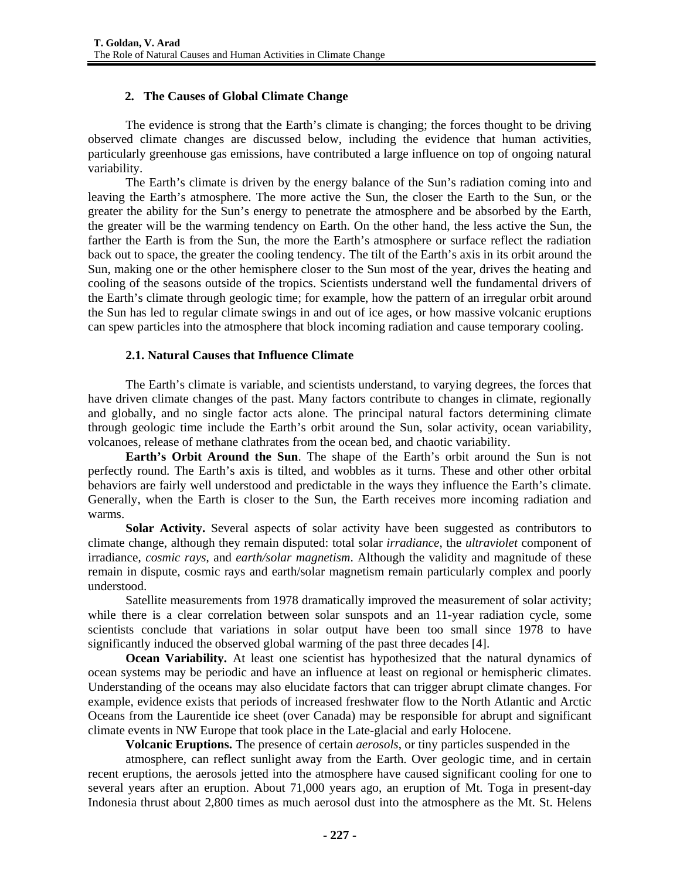## 2. The Causes of Global Climate Change

The evidence is strong that the Earth's climate is changing; the forces thought to be driving observed climate changes are discussed below, including the evidence that human activities, particularly greenhouse gas emissions, have contributed a large influence on top of ongoing natural variability.

The Earth's climate is driven by the energy balance of the Sun's radiation coming into and leaving the Earth's atmosphere. The more active the Sun, the closer the Earth to the Sun, or the greater the ability for the Sun's energy to penetrate the atmosphere and be absorbed by the Earth, the greater will be the warming tendency on Earth. On the other hand, the less active the Sun, the farther the Earth is from the Sun, the more the Earth's atmosphere or surface reflect the radiation back out to space, the greater the cooling tendency. The tilt of the Earth's axis in its orbit around the Sun, making one or the other hemisphere closer to the Sun most of the year, drives the heating and cooling of the seasons outside of the tropics. Scientists understand well the fundamental drivers of the Earth's climate through geologic time; for example, how the pattern of an irregular orbit around the Sun has led to regular climate swings in and out of ice ages, or how massive volcanic eruptions can spew particles into the atmosphere that block incoming radiation and cause temporary cooling.

### 2.1. Natural Causes that Influence Climate

The Earth's climate is variable, and scientists understand, to varying degrees, the forces that have driven climate changes of the past. Many factors contribute to changes in climate, regionally and globally, and no single factor acts alone. The principal natural factors determining climate through geologic time include the Earth's orbit around the Sun, solar activity, ocean variability, volcanoes, release of methane clathrates from the ocean bed, and chaotic variability.

**Earth's Orbit Around the Sun**. The shape of the Earth's orbit around the Sun is not perfectly round. The Earth's axis is tilted, and wobbles as it turns. These and other other orbital behaviors are fairly well understood and predictable in the ways they influence the Earth's climate. Generally, when the Earth is closer to the Sun, the Earth receives more incoming radiation and warms.

**Solar Activity.** Several aspects of solar activity have been suggested as contributors to climate change, although they remain disputed: total solar *irradiance*, the *ultraviolet* component of irradiance, *cosmic rays*, and *earth/solar magnetism*. Although the validity and magnitude of these remain in dispute, cosmic rays and earth/solar magnetism remain particularly complex and poorly understood.

Satellite measurements from 1978 dramatically improved the measurement of solar activity; while there is a clear correlation between solar sunspots and an 11-year radiation cycle, some scientists conclude that variations in solar output have been too small since 1978 to have significantly induced the observed global warming of the past three decades [4].

**Ocean Variability.** At least one scientist has hypothesized that the natural dynamics of ocean systems may be periodic and have an influence at least on regional or hemispheric climates. Understanding of the oceans may also elucidate factors that can trigger abrupt climate changes. For example, evidence exists that periods of increased freshwater flow to the North Atlantic and Arctic Oceans from the Laurentide ice sheet (over Canada) may be responsible for abrupt and significant climate events in NW Europe that took place in the Late-glacial and early Holocene.

**Volcanic Eruptions.** The presence of certain *aerosols*, or tiny particles suspended in the atmosphere, can reflect sunlight away from the Earth. Over geologic time, and in certain recent eruptions, the aerosols jetted into the atmosphere have caused significant cooling for one to several years after an eruption. About 71,000 years ago, an eruption of Mt. Toga in present-day Indonesia thrust about 2,800 times as much aerosol dust into the atmosphere as the Mt. St. Helens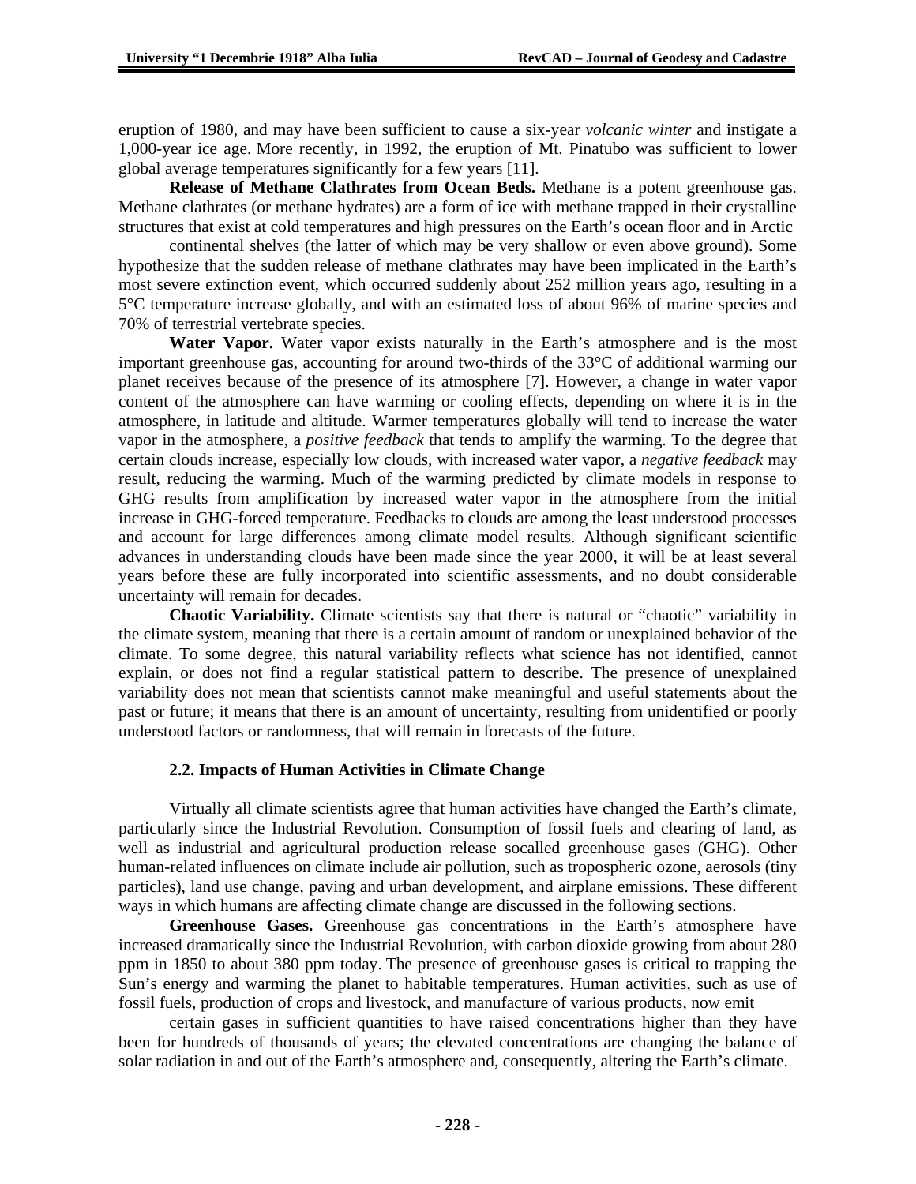eruption of 1980, and may have been sufficient to cause a six-year *volcanic winter* and instigate a 1,000-year ice age. More recently, in 1992, the eruption of Mt. Pinatubo was sufficient to lower global average temperatures significantly for a few years [11].

**Release of Methane Clathrates from Ocean Beds.** Methane is a potent greenhouse gas. Methane clathrates (or methane hydrates) are a form of ice with methane trapped in their crystalline structures that exist at cold temperatures and high pressures on the Earth's ocean floor and in Arctic continental shelves (the latter of which may be very shallow or even above ground). Some hypothesize that the sudden release of methane clathrates may have been implicated in the Earth's most severe extinction event, which occurred suddenly about 252 million years ago, resulting in a 5°C temperature increase globally, and with an estimated loss of about 96% of marine species and 70% of terrestrial vertebrate species.

**Water Vapor.** Water vapor exists naturally in the Earth's atmosphere and is the most important greenhouse gas, accounting for around two-thirds of the 33°C of additional warming our planet receives because of the presence of its atmosphere [7]. However, a change in water vapor content of the atmosphere can have warming or cooling effects, depending on where it is in the atmosphere, in latitude and altitude. Warmer temperatures globally will tend to increase the water vapor in the atmosphere, a *positive feedback* that tends to amplify the warming. To the degree that certain clouds increase, especially low clouds, with increased water vapor, a *negative feedback* may result, reducing the warming. Much of the warming predicted by climate models in response to GHG results from amplification by increased water vapor in the atmosphere from the initial increase in GHG-forced temperature. Feedbacks to clouds are among the least understood processes and account for large differences among climate model results. Although significant scientific advances in understanding clouds have been made since the year 2000, it will be at least several years before these are fully incorporated into scientific assessments, and no doubt considerable uncertainty will remain for decades.

**Chaotic Variability.** Climate scientists say that there is natural or "chaotic" variability in the climate system, meaning that there is a certain amount of random or unexplained behavior of the climate. To some degree, this natural variability reflects what science has not identified, cannot explain, or does not find a regular statistical pattern to describe. The presence of unexplained variability does not mean that scientists cannot make meaningful and useful statements about the past or future; it means that there is an amount of uncertainty, resulting from unidentified or poorly understood factors or randomness, that will remain in forecasts of the future.

### 2.2. Impacts of Human Activities in Climate Change

Virtually all climate scientists agree that human activities have changed the Earth's climate, particularly since the Industrial Revolution. Consumption of fossil fuels and clearing of land, as well as industrial and agricultural production release socalled greenhouse gases (GHG). Other human-related influences on climate include air pollution, such as tropospheric ozone, aerosols (tiny particles), land use change, paving and urban development, and airplane emissions. These different ways in which humans are affecting climate change are discussed in the following sections.

**Greenhouse Gases.** Greenhouse gas concentrations in the Earth's atmosphere have increased dramatically since the Industrial Revolution, with carbon dioxide growing from about 280 ppm in 1850 to about 380 ppm today. The presence of greenhouse gases is critical to trapping the Sun's energy and warming the planet to habitable temperatures. Human activities, such as use of fossil fuels, production of crops and livestock, and manufacture of various products, now emit certain gases in sufficient quantities to have raised concentrations higher than they have been for hundreds of thousands of years; the elevated concentrations are changing the balance of solar radiation in and out of the Earth's atmosphere and, consequently, altering the Earth's climate.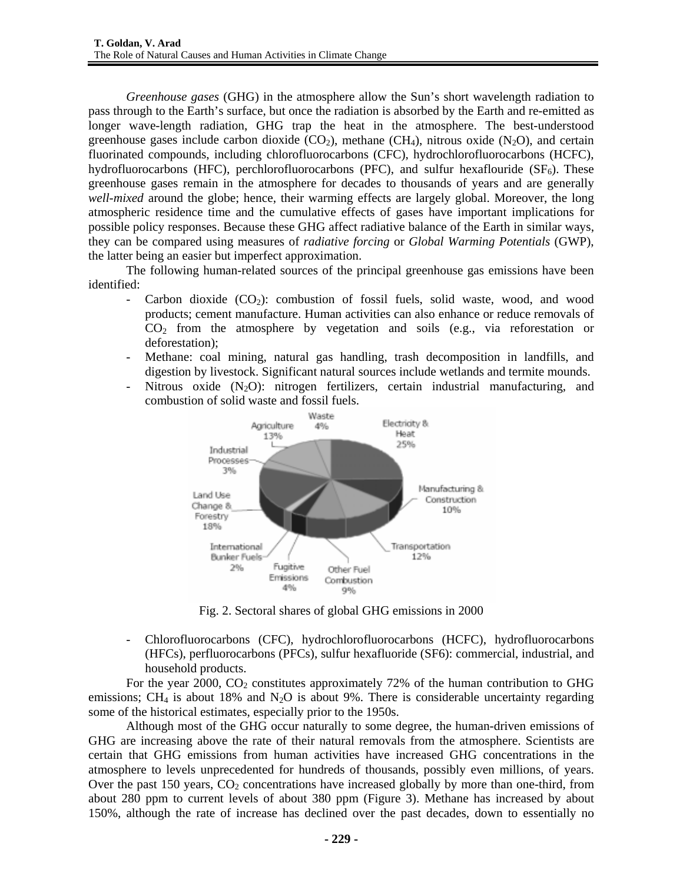*Greenhouse gases* (GHG) in the atmosphere allow the Sun's short wavelength radiation to pass through to the Earth's surface, but once the radiation is absorbed by the Earth and re-emitted as longer wave-length radiation, GHG trap the heat in the atmosphere. The best-understood greenhouse gases include carbon dioxide ($CO_2$), methane ($CH_4$), nitrous oxide ($N_2O$), and certain fluorinated compounds, including chlorofluorocarbons (CFC), hydrochlorofluorocarbons (HCFC), hydrofluorocarbons (HFC), perchlorofluorocarbons (PFC), and sulfur hexaflouride ($SF_6$). These greenhouse gases remain in the atmosphere for decades to thousands of years and are generally *well-mixed* around the globe; hence, their warming effects are largely global. Moreover, the long atmospheric residence time and the cumulative effects of gases have important implications for possible policy responses. Because these GHG affect radiative balance of the Earth in similar ways, they can be compared using measures of *radiative forcing* or *Global Warming Potentials* (GWP), the latter being an easier but imperfect approximation.

The following human-related sources of the principal greenhouse gas emissions have been identified:

- Carbon dioxide ($CO_2$): combustion of fossil fuels, solid waste, wood, and wood products; cement manufacture. Human activities can also enhance or reduce removals of $CO_2$ from the atmosphere by vegetation and soils (e.g., via reforestation or deforestation);
- Methane: coal mining, natural gas handling, trash decomposition in landfills, and digestion by livestock. Significant natural sources include wetlands and termite mounds.
- Nitrous oxide ($N_2O$): nitrogen fertilizers, certain industrial manufacturing, and combustion of solid waste and fossil fuels.

Waste 4%; Electricity & Heat 25%; Manufacturing & Construction 10%; Transportation 12%; Other Fuel Combustion 9%; Fugitive Emissions 4%; International Bunker Fuels 2%; Land Use Change & Forestry 18%; Industrial Processes 3%; Agriculture 13%

Fig. 2. Sectoral shares of global GHG emissions in 2000

- Chlorofluorocarbons (CFC), hydrochlorofluorocarbons (HCFC), hydrofluorocarbons (HFCs), perfluorocarbons (PFCs), sulfur hexafluoride (SF6): commercial, industrial, and household products.

For the year 2000, $CO_2$ constitutes approximately 72% of the human contribution to GHG emissions; $CH_4$ is about 18% and $N_2O$ is about 9%. There is considerable uncertainty regarding some of the historical estimates, especially prior to the 1950s.

Although most of the GHG occur naturally to some degree, the human-driven emissions of GHG are increasing above the rate of their natural removals from the atmosphere. Scientists are certain that GHG emissions from human activities have increased GHG concentrations in the atmosphere to levels unprecedented for hundreds of thousands, possibly even millions, of years. Over the past 150 years, $CO_2$ concentrations have increased globally by more than one-third, from about 280 ppm to current levels of about 380 ppm (Figure 3). Methane has increased by about 150%, although the rate of increase has declined over the past decades, down to essentially no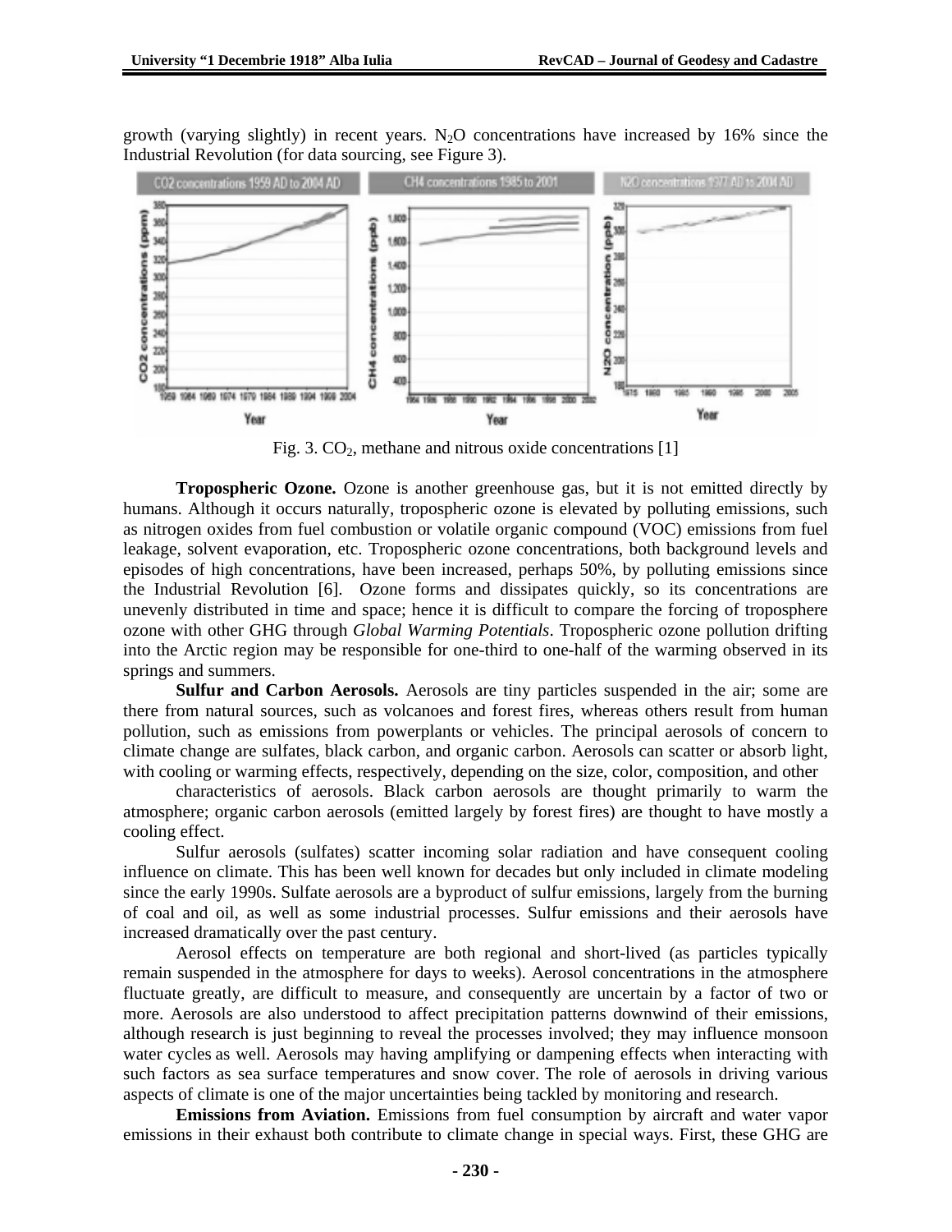growth (varying slightly) in recent years. $N_2O$ concentrations have increased by 16% since the Industrial Revolution (for data sourcing, see Figure 3).

Fig. 3. $CO_2$, methane and nitrous oxide concentrations [1]

**Tropospheric Ozone.** Ozone is another greenhouse gas, but it is not emitted directly by humans. Although it occurs naturally, tropospheric ozone is elevated by polluting emissions, such as nitrogen oxides from fuel combustion or volatile organic compound (VOC) emissions from fuel leakage, solvent evaporation, etc. Tropospheric ozone concentrations, both background levels and episodes of high concentrations, have been increased, perhaps 50%, by polluting emissions since the Industrial Revolution [6]. Ozone forms and dissipates quickly, so its concentrations are unevenly distributed in time and space; hence it is difficult to compare the forcing of troposphere ozone with other GHG through *Global Warming Potentials*. Tropospheric ozone pollution drifting into the Arctic region may be responsible for one-third to one-half of the warming observed in its springs and summers.

**Sulfur and Carbon Aerosols.** Aerosols are tiny particles suspended in the air; some are there from natural sources, such as volcanoes and forest fires, whereas others result from human pollution, such as emissions from powerplants or vehicles. The principal aerosols of concern to climate change are sulfates, black carbon, and organic carbon. Aerosols can scatter or absorb light, with cooling or warming effects, respectively, depending on the size, color, composition, and other characteristics of aerosols. Black carbon aerosols are thought primarily to warm the atmosphere; organic carbon aerosols (emitted largely by forest fires) are thought to have mostly a cooling effect.

Sulfur aerosols (sulfates) scatter incoming solar radiation and have consequent cooling influence on climate. This has been well known for decades but only included in climate modeling since the early 1990s. Sulfate aerosols are a byproduct of sulfur emissions, largely from the burning of coal and oil, as well as some industrial processes. Sulfur emissions and their aerosols have increased dramatically over the past century.

Aerosol effects on temperature are both regional and short-lived (as particles typically remain suspended in the atmosphere for days to weeks). Aerosol concentrations in the atmosphere fluctuate greatly, are difficult to measure, and consequently are uncertain by a factor of two or more. Aerosols are also understood to affect precipitation patterns downwind of their emissions, although research is just beginning to reveal the processes involved; they may influence monsoon water cycles as well. Aerosols may having amplifying or dampening effects when interacting with such factors as sea surface temperatures and snow cover. The role of aerosols in driving various aspects of climate is one of the major uncertainties being tackled by monitoring and research.

**Emissions from Aviation.** Emissions from fuel consumption by aircraft and water vapor emissions in their exhaust both contribute to climate change in special ways. First, these GHG are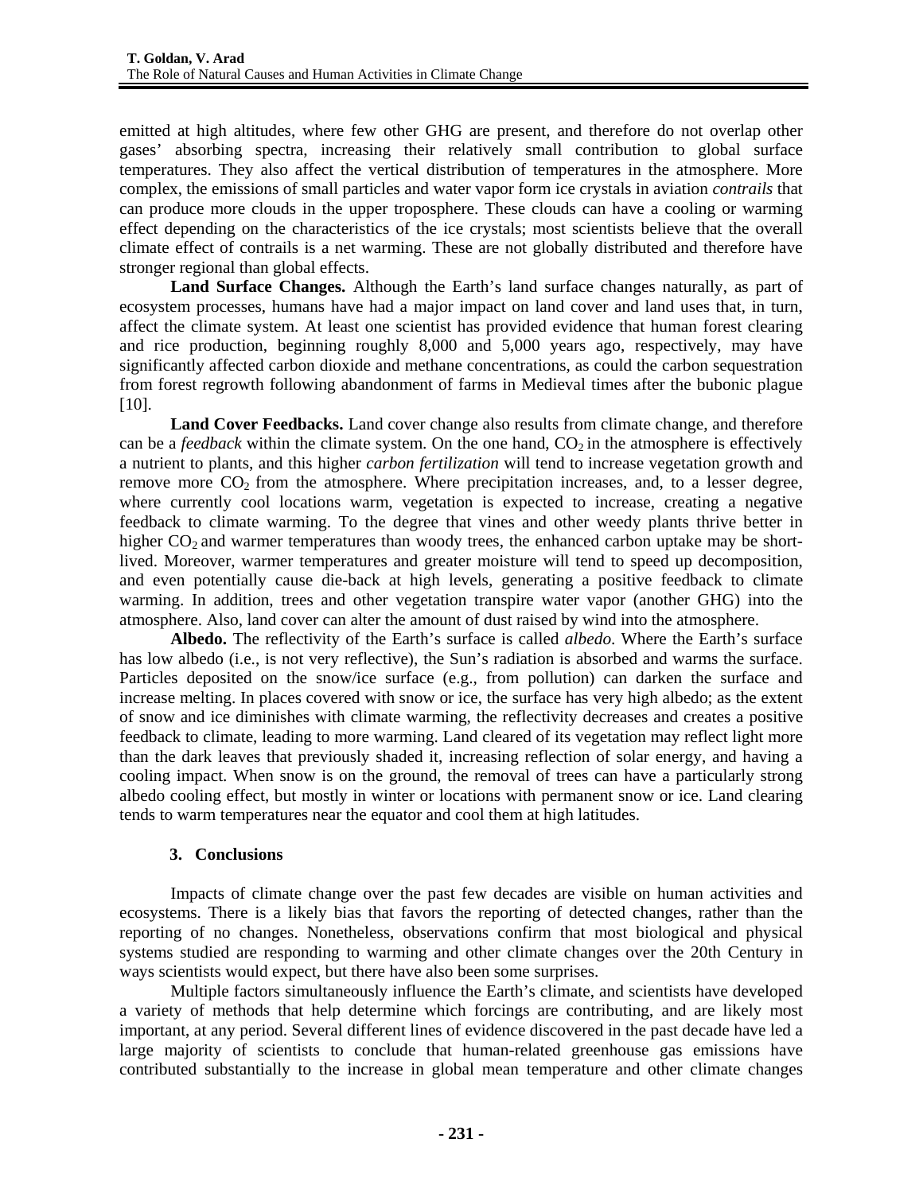emitted at high altitudes, where few other GHG are present, and therefore do not overlap other gases' absorbing spectra, increasing their relatively small contribution to global surface temperatures. They also affect the vertical distribution of temperatures in the atmosphere. More complex, the emissions of small particles and water vapor form ice crystals in aviation *contrails* that can produce more clouds in the upper troposphere. These clouds can have a cooling or warming effect depending on the characteristics of the ice crystals; most scientists believe that the overall climate effect of contrails is a net warming. These are not globally distributed and therefore have stronger regional than global effects.

**Land Surface Changes.** Although the Earth's land surface changes naturally, as part of ecosystem processes, humans have had a major impact on land cover and land uses that, in turn, affect the climate system. At least one scientist has provided evidence that human forest clearing and rice production, beginning roughly 8,000 and 5,000 years ago, respectively, may have significantly affected carbon dioxide and methane concentrations, as could the carbon sequestration from forest regrowth following abandonment of farms in Medieval times after the bubonic plague [10].

**Land Cover Feedbacks.** Land cover change also results from climate change, and therefore can be a *feedback* within the climate system. On the one hand, $CO_2$ in the atmosphere is effectively a nutrient to plants, and this higher *carbon fertilization* will tend to increase vegetation growth and remove more $CO_2$ from the atmosphere. Where precipitation increases, and, to a lesser degree, where currently cool locations warm, vegetation is expected to increase, creating a negative feedback to climate warming. To the degree that vines and other weedy plants thrive better in higher $CO_2$ and warmer temperatures than woody trees, the enhanced carbon uptake may be short-lived. Moreover, warmer temperatures and greater moisture will tend to speed up decomposition, and even potentially cause die-back at high levels, generating a positive feedback to climate warming. In addition, trees and other vegetation transpire water vapor (another GHG) into the atmosphere. Also, land cover can alter the amount of dust raised by wind into the atmosphere.

**Albedo.** The reflectivity of the Earth's surface is called *albedo*. Where the Earth's surface has low albedo (i.e., is not very reflective), the Sun's radiation is absorbed and warms the surface. Particles deposited on the snow/ice surface (e.g., from pollution) can darken the surface and increase melting. In places covered with snow or ice, the surface has very high albedo; as the extent of snow and ice diminishes with climate warming, the reflectivity decreases and creates a positive feedback to climate, leading to more warming. Land cleared of its vegetation may reflect light more than the dark leaves that previously shaded it, increasing reflection of solar energy, and having a cooling impact. When snow is on the ground, the removal of trees can have a particularly strong albedo cooling effect, but mostly in winter or locations with permanent snow or ice. Land clearing tends to warm temperatures near the equator and cool them at high latitudes.

## 3. Conclusions

Impacts of climate change over the past few decades are visible on human activities and ecosystems. There is a likely bias that favors the reporting of detected changes, rather than the reporting of no changes. Nonetheless, observations confirm that most biological and physical systems studied are responding to warming and other climate changes over the 20th Century in ways scientists would expect, but there have also been some surprises.

Multiple factors simultaneously influence the Earth's climate, and scientists have developed a variety of methods that help determine which forcings are contributing, and are likely most important, at any period. Several different lines of evidence discovered in the past decade have led a large majority of scientists to conclude that human-related greenhouse gas emissions have contributed substantially to the increase in global mean temperature and other climate changes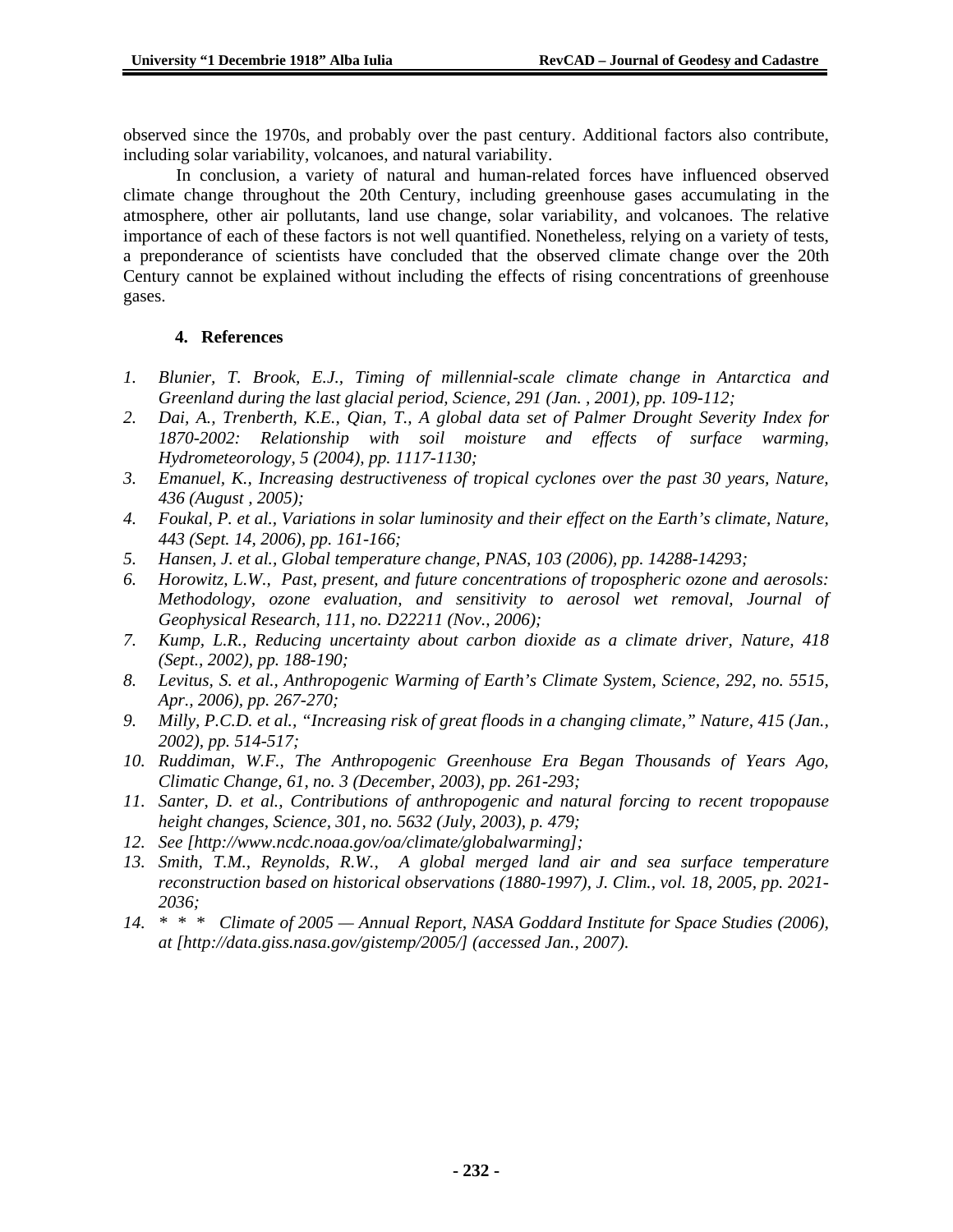observed since the 1970s, and probably over the past century. Additional factors also contribute, including solar variability, volcanoes, and natural variability.

In conclusion, a variety of natural and human-related forces have influenced observed climate change throughout the 20th Century, including greenhouse gases accumulating in the atmosphere, other air pollutants, land use change, solar variability, and volcanoes. The relative importance of each of these factors is not well quantified. Nonetheless, relying on a variety of tests, a preponderance of scientists have concluded that the observed climate change over the 20th Century cannot be explained without including the effects of rising concentrations of greenhouse gases.

## 4. References

1. *Blunier, T. Brook, E.J., Timing of millennial-scale climate change in Antarctica and Greenland during the last glacial period, Science, 291 (Jan. , 2001), pp. 109-112;*
2. *Dai, A., Trenberth, K.E., Qian, T., A global data set of Palmer Drought Severity Index for 1870-2002: Relationship with soil moisture and effects of surface warming, Hydrometeorology, 5 (2004), pp. 1117-1130;*
3. *Emanuel, K., Increasing destructiveness of tropical cyclones over the past 30 years, Nature, 436 (August , 2005);*
4. *Foukal, P. et al., Variations in solar luminosity and their effect on the Earth's climate, Nature, 443 (Sept. 14, 2006), pp. 161-166;*
5. *Hansen, J. et al., Global temperature change, PNAS, 103 (2006), pp. 14288-14293;*
6. *Horowitz, L.W., Past, present, and future concentrations of tropospheric ozone and aerosols: Methodology, ozone evaluation, and sensitivity to aerosol wet removal, Journal of Geophysical Research, 111, no. D22211 (Nov., 2006);*
7. *Kump, L.R., Reducing uncertainty about carbon dioxide as a climate driver, Nature, 418 (Sept., 2002), pp. 188-190;*
8. *Levitus, S. et al., Anthropogenic Warming of Earth's Climate System, Science, 292, no. 5515, Apr., 2006), pp. 267-270;*
9. *Milly, P.C.D. et al., "Increasing risk of great floods in a changing climate," Nature, 415 (Jan., 2002), pp. 514-517;*
10. *Ruddiman, W.F., The Anthropogenic Greenhouse Era Began Thousands of Years Ago, Climatic Change, 61, no. 3 (December, 2003), pp. 261-293;*
11. *Santer, D. et al., Contributions of anthropogenic and natural forcing to recent tropopause height changes, Science, 301, no. 5632 (July, 2003), p. 479;*
12. *See [http://www.ncdc.noaa.gov/oa/climate/globalwarming];*
13. *Smith, T.M., Reynolds, R.W., A global merged land air and sea surface temperature reconstruction based on historical observations (1880-1997), J. Clim., vol. 18, 2005, pp. 2021-2036;*
14. *\* \* \* Climate of 2005 — Annual Report, NASA Goddard Institute for Space Studies (2006), at [http://data.giss.nasa.gov/gistemp/2005/] (accessed Jan., 2007).*